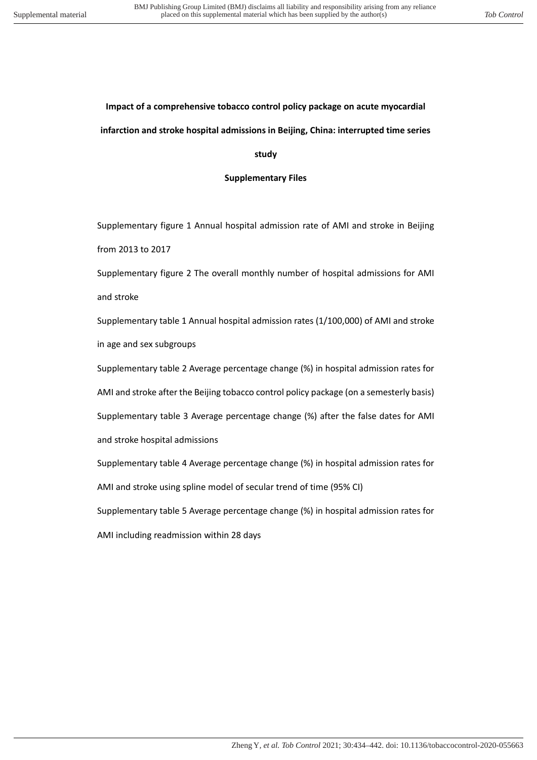**Impact of a comprehensive tobacco control policy package on acute myocardial infarction and stroke hospital admissions in Beijing, China: interrupted time series study**

**Supplementary Files**

Supplementary figure 1 Annual hospital admission rate of AMI and stroke in Beijing from 2013 to 2017

Supplementary figure 2 The overall monthly number of hospital admissions for AMI and stroke

Supplementary table 1 Annual hospital admission rates (1/100,000) of AMI and stroke in age and sex subgroups

Supplementary table 2 Average percentage change (%) in hospital admission rates for AMI and stroke after the Beijing tobacco control policy package (on a semesterly basis)

Supplementary table 3 Average percentage change (%) after the false dates for AMI and stroke hospital admissions

Supplementary table 4 Average percentage change (%) in hospital admission rates for AMI and stroke using spline model of secular trend of time (95% CI)

Supplementary table 5 Average percentage change (%) in hospital admission rates for AMI including readmission within 28 days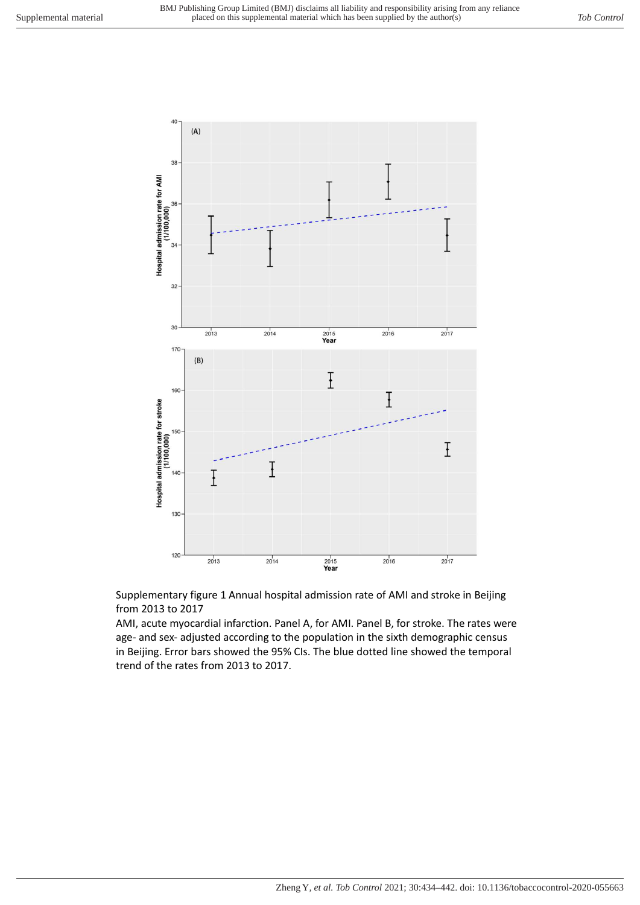Supplementary figure 1 Annual hospital admission rate of AMI and stroke in Beijing from 2013 to 2017

AMI, acute myocardial infarction. Panel A, for AMI. Panel B, for stroke. The rates were age- and sex- adjusted according to the population in the sixth demographic census in Beijing. Error bars showed the 95% CIs. The blue dotted line showed the temporal trend of the rates from 2013 to 2017.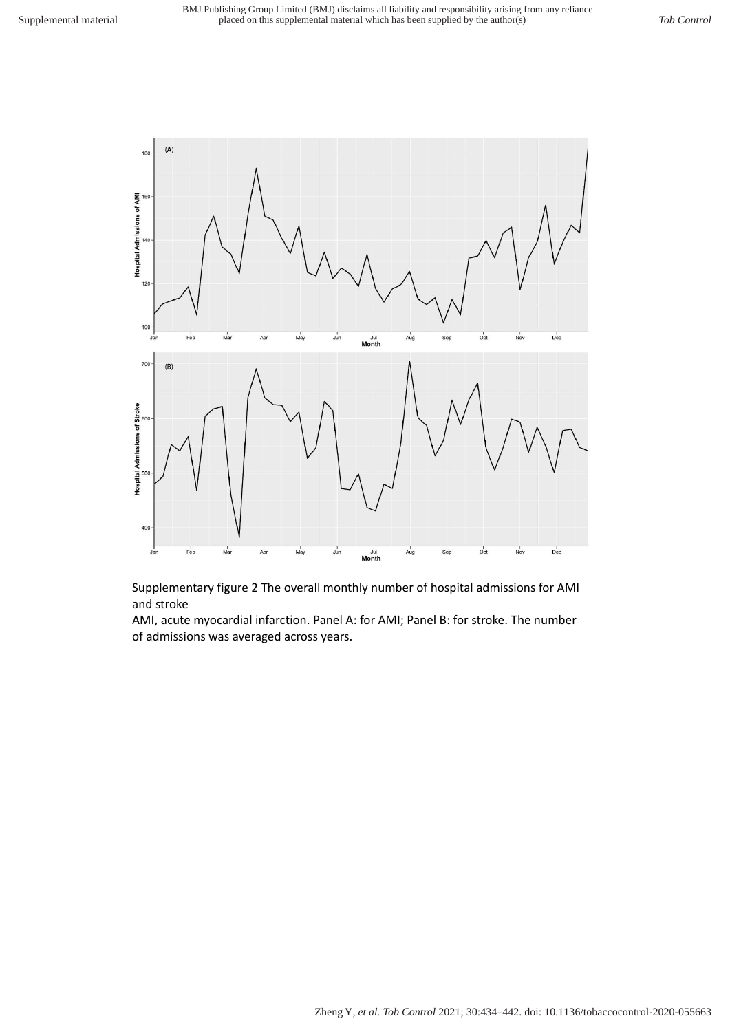Supplementary figure 2 The overall monthly number of hospital admissions for AMI and stroke

AMI, acute myocardial infarction. Panel A: for AMI; Panel B: for stroke. The number of admissions was averaged across years.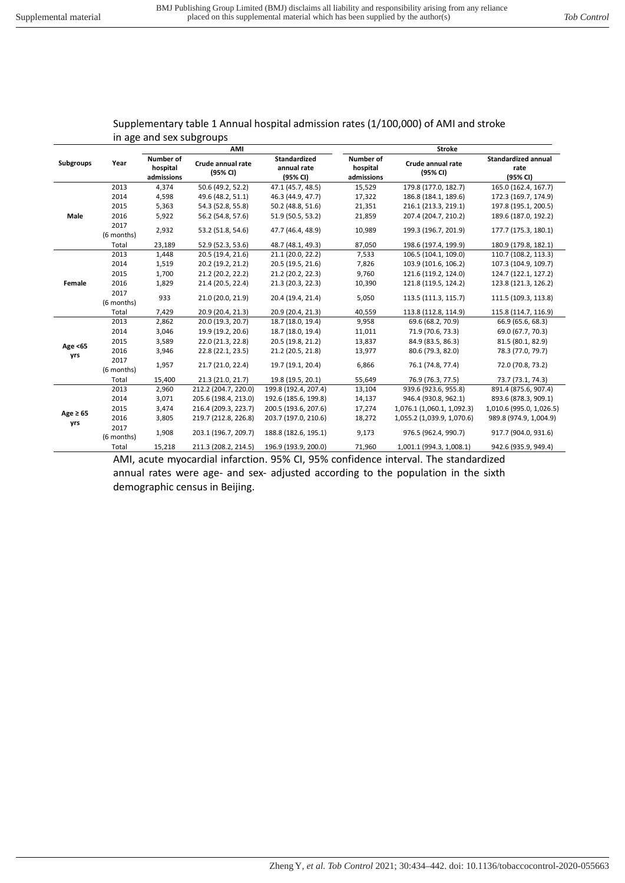Supplementary table 1 Annual hospital admission rates (1/100,000) of AMI and stroke in age and sex subgroups

| Subgroups | Year | AMI | | | Stroke | | |
|---|---|---|---|---|---|---|---|
| | | Number of hospital admissions | Crude annual rate (95% CI) | Standardized annual rate (95% CI) | Number of hospital admissions | Crude annual rate (95% CI) | Standardized annual rate (95% CI) |
| Male | 2013 | 4,374 | 50.6 (49.2, 52.2) | 47.1 (45.7, 48.5) | 15,529 | 179.8 (177.0, 182.7) | 165.0 (162.4, 167.7) |
| | 2014 | 4,598 | 49.6 (48.2, 51.1) | 46.3 (44.9, 47.7) | 17,322 | 186.8 (184.1, 189.6) | 172.3 (169.7, 174.9) |
| | 2015 | 5,363 | 54.3 (52.8, 55.8) | 50.2 (48.8, 51.6) | 21,351 | 216.1 (213.3, 219.1) | 197.8 (195.1, 200.5) |
| | 2016 | 5,922 | 56.2 (54.8, 57.6) | 51.9 (50.5, 53.2) | 21,859 | 207.4 (204.7, 210.2) | 189.6 (187.0, 192.2) |
| | 2017 (6 months) | 2,932 | 53.2 (51.8, 54.6) | 47.7 (46.4, 48.9) | 10,989 | 199.3 (196.7, 201.9) | 177.7 (175.3, 180.1) |
| | Total | 23,189 | 52.9 (52.3, 53.6) | 48.7 (48.1, 49.3) | 87,050 | 198.6 (197.4, 199.9) | 180.9 (179.8, 182.1) |
| Female | 2013 | 1,448 | 20.5 (19.4, 21.6) | 21.1 (20.0, 22.2) | 7,533 | 106.5 (104.1, 109.0) | 110.7 (108.2, 113.3) |
| | 2014 | 1,519 | 20.2 (19.2, 21.2) | 20.5 (19.5, 21.6) | 7,826 | 103.9 (101.6, 106.2) | 107.3 (104.9, 109.7) |
| | 2015 | 1,700 | 21.2 (20.2, 22.2) | 21.2 (20.2, 22.3) | 9,760 | 121.6 (119.2, 124.0) | 124.7 (122.1, 127.2) |
| | 2016 | 1,829 | 21.4 (20.5, 22.4) | 21.3 (20.3, 22.3) | 10,390 | 121.8 (119.5, 124.2) | 123.8 (121.3, 126.2) |
| | 2017 (6 months) | 933 | 21.0 (20.0, 21.9) | 20.4 (19.4, 21.4) | 5,050 | 113.5 (111.3, 115.7) | 111.5 (109.3, 113.8) |
| | Total | 7,429 | 20.9 (20.4, 21.3) | 20.9 (20.4, 21.3) | 40,559 | 113.8 (112.8, 114.9) | 115.8 (114.7, 116.9) |
| Age <65 yrs | 2013 | 2,862 | 20.0 (19.3, 20.7) | 18.7 (18.0, 19.4) | 9,958 | 69.6 (68.2, 70.9) | 66.9 (65.6, 68.3) |
| | 2014 | 3,046 | 19.9 (19.2, 20.6) | 18.7 (18.0, 19.4) | 11,011 | 71.9 (70.6, 73.3) | 69.0 (67.7, 70.3) |
| | 2015 | 3,589 | 22.0 (21.3, 22.8) | 20.5 (19.8, 21.2) | 13,837 | 84.9 (83.5, 86.3) | 81.5 (80.1, 82.9) |
| | 2016 | 3,946 | 22.8 (22.1, 23.5) | 21.2 (20.5, 21.8) | 13,977 | 80.6 (79.3, 82.0) | 78.3 (77.0, 79.7) |
| | 2017 (6 months) | 1,957 | 21.7 (21.0, 22.4) | 19.7 (19.1, 20.4) | 6,866 | 76.1 (74.8, 77.4) | 72.0 (70.8, 73.2) |
| | Total | 15,400 | 21.3 (21.0, 21.7) | 19.8 (19.5, 20.1) | 55,649 | 76.9 (76.3, 77.5) | 73.7 (73.1, 74.3) |
| Age ≥ 65 yrs | 2013 | 2,960 | 212.2 (204.7, 220.0) | 199.8 (192.4, 207.4) | 13,104 | 939.6 (923.6, 955.8) | 891.4 (875.6, 907.4) |
| | 2014 | 3,071 | 205.6 (198.4, 213.0) | 192.6 (185.6, 199.8) | 14,137 | 946.4 (930.8, 962.1) | 893.6 (878.3, 909.1) |
| | 2015 | 3,474 | 216.4 (209.3, 223.7) | 200.5 (193.6, 207.6) | 17,274 | 1,076.1 (1,060.1, 1,092.3) | 1,010.6 (995.0, 1,026.5) |
| | 2016 | 3,805 | 219.7 (212.8, 226.8) | 203.7 (197.0, 210.6) | 18,272 | 1,055.2 (1,039.9, 1,070.6) | 989.8 (974.9, 1,004.9) |
| | 2017 (6 months) | 1,908 | 203.1 (196.7, 209.7) | 188.8 (182.6, 195.1) | 9,173 | 976.5 (962.4, 990.7) | 917.7 (904.0, 931.6) |
| | Total | 15,218 | 211.3 (208.2, 214.5) | 196.9 (193.9, 200.0) | 71,960 | 1,001.1 (994.3, 1,008.1) | 942.6 (935.9, 949.4) |

AMI, acute myocardial infarction. 95% CI, 95% confidence interval. The standardized annual rates were age- and sex- adjusted according to the population in the sixth demographic census in Beijing.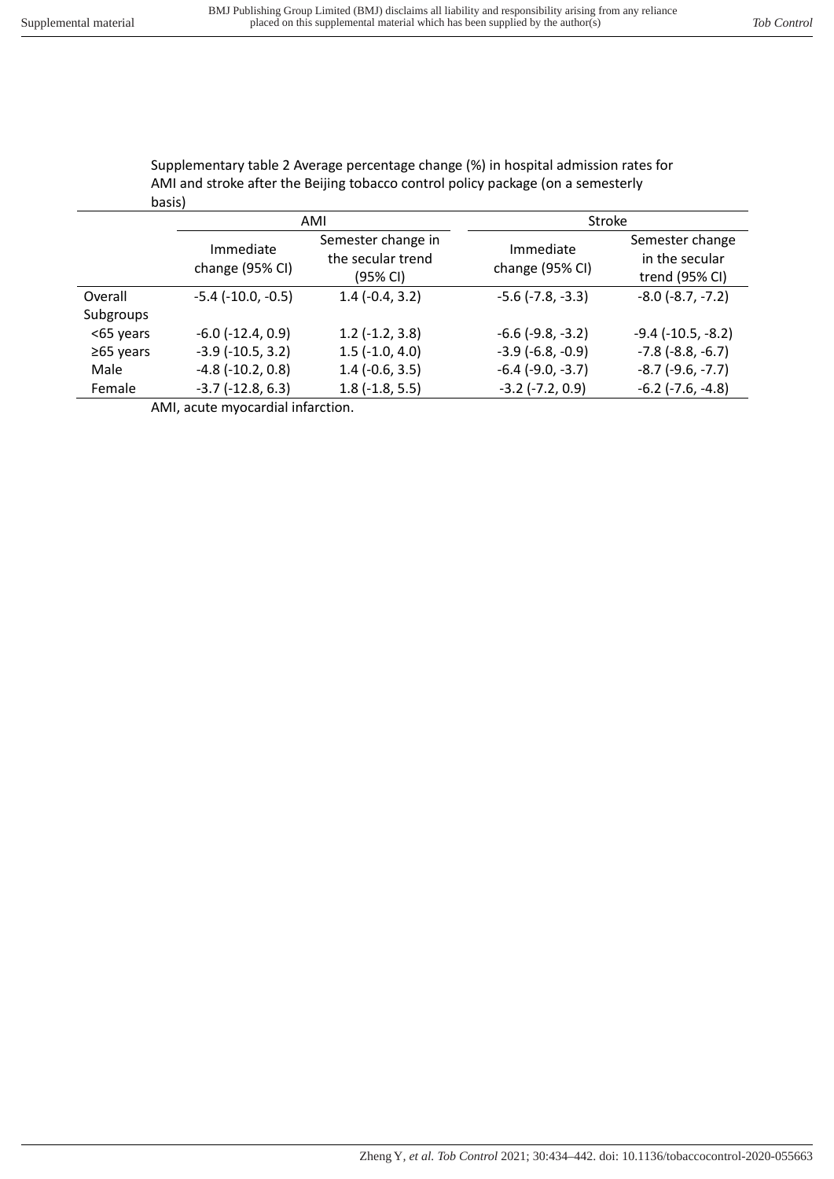Supplementary table 2 Average percentage change (%) in hospital admission rates for AMI and stroke after the Beijing tobacco control policy package (on a semesterly basis)

| | AMI | | Stroke | |
|---|---|---|---|---|
| | Immediate change (95% CI) | Semester change in the secular trend (95% CI) | Immediate change (95% CI) | Semester change in the secular trend (95% CI) |
| Overall | -5.4 (-10.0, -0.5) | 1.4 (-0.4, 3.2) | -5.6 (-7.8, -3.3) | -8.0 (-8.7, -7.2) |
| Subgroups | | | | |
| <65 years | -6.0 (-12.4, 0.9) | 1.2 (-1.2, 3.8) | -6.6 (-9.8, -3.2) | -9.4 (-10.5, -8.2) |
| ≥65 years | -3.9 (-10.5, 3.2) | 1.5 (-1.0, 4.0) | -3.9 (-6.8, -0.9) | -7.8 (-8.8, -6.7) |
| Male | -4.8 (-10.2, 0.8) | 1.4 (-0.6, 3.5) | -6.4 (-9.0, -3.7) | -8.7 (-9.6, -7.7) |
| Female | -3.7 (-12.8, 6.3) | 1.8 (-1.8, 5.5) | -3.2 (-7.2, 0.9) | -6.2 (-7.6, -4.8) |

AMI, acute myocardial infarction.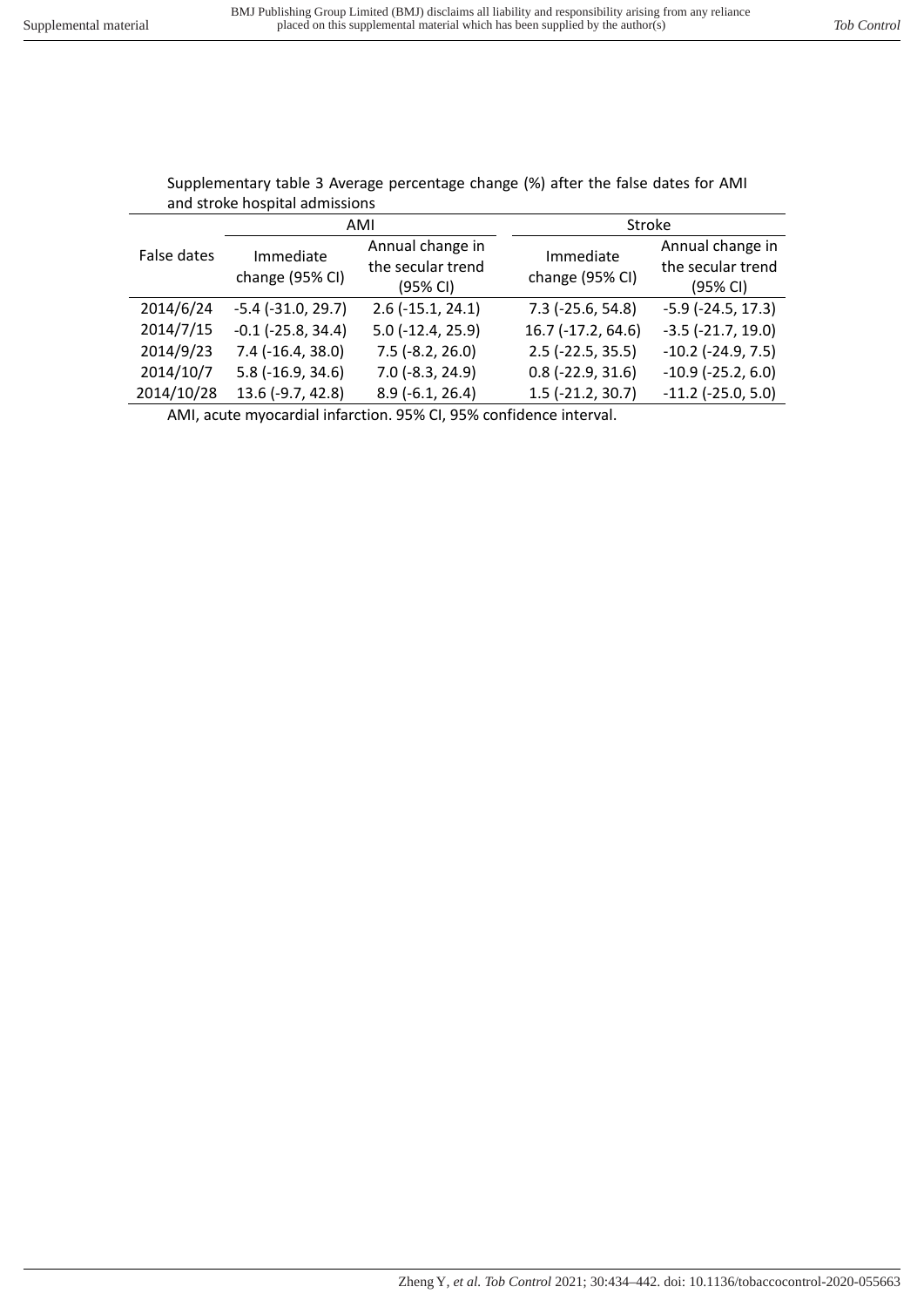Supplementary table 3 Average percentage change (%) after the false dates for AMI and stroke hospital admissions

| False dates | AMI | | Stroke | |
|---|---|---|---|---|
| | Immediate change (95% CI) | Annual change in the secular trend (95% CI) | Immediate change (95% CI) | Annual change in the secular trend (95% CI) |
| 2014/6/24 | -5.4 (-31.0, 29.7) | 2.6 (-15.1, 24.1) | 7.3 (-25.6, 54.8) | -5.9 (-24.5, 17.3) |
| 2014/7/15 | -0.1 (-25.8, 34.4) | 5.0 (-12.4, 25.9) | 16.7 (-17.2, 64.6) | -3.5 (-21.7, 19.0) |
| 2014/9/23 | 7.4 (-16.4, 38.0) | 7.5 (-8.2, 26.0) | 2.5 (-22.5, 35.5) | -10.2 (-24.9, 7.5) |
| 2014/10/7 | 5.8 (-16.9, 34.6) | 7.0 (-8.3, 24.9) | 0.8 (-22.9, 31.6) | -10.9 (-25.2, 6.0) |
| 2014/10/28 | 13.6 (-9.7, 42.8) | 8.9 (-6.1, 26.4) | 1.5 (-21.2, 30.7) | -11.2 (-25.0, 5.0) |

AMI, acute myocardial infarction. 95% CI, 95% confidence interval.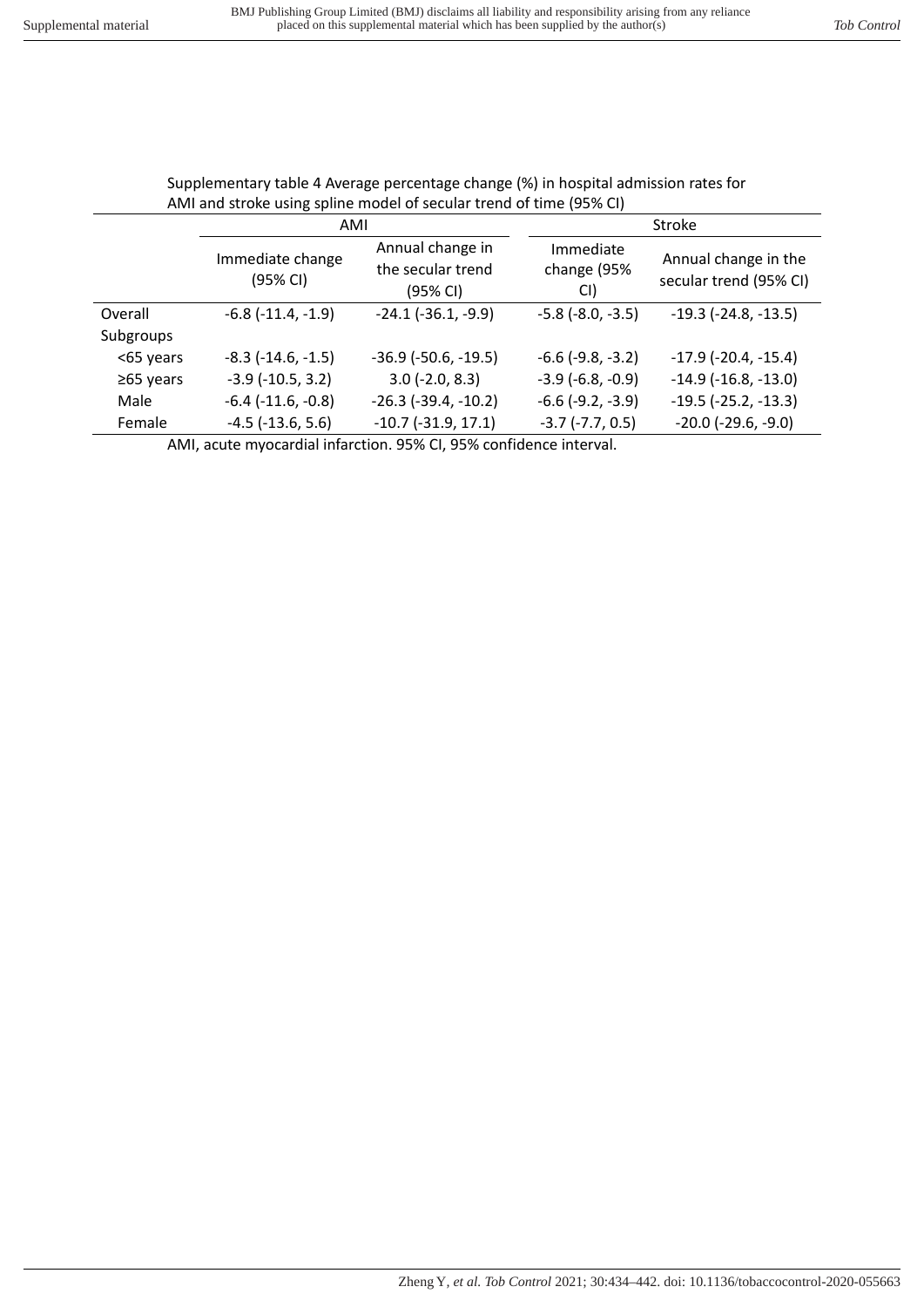Supplementary table 4 Average percentage change (%) in hospital admission rates for AMI and stroke using spline model of secular trend of time (95% CI)

| | AMI | | Stroke | |
|---|---|---|---|---|
| | Immediate change (95% CI) | Annual change in the secular trend (95% CI) | Immediate change (95% CI) | Annual change in the secular trend (95% CI) |
| Overall | -6.8 (-11.4, -1.9) | -24.1 (-36.1, -9.9) | -5.8 (-8.0, -3.5) | -19.3 (-24.8, -13.5) |
| Subgroups | | | | |
| <65 years | -8.3 (-14.6, -1.5) | -36.9 (-50.6, -19.5) | -6.6 (-9.8, -3.2) | -17.9 (-20.4, -15.4) |
| ≥65 years | -3.9 (-10.5, 3.2) | 3.0 (-2.0, 8.3) | -3.9 (-6.8, -0.9) | -14.9 (-16.8, -13.0) |
| Male | -6.4 (-11.6, -0.8) | -26.3 (-39.4, -10.2) | -6.6 (-9.2, -3.9) | -19.5 (-25.2, -13.3) |
| Female | -4.5 (-13.6, 5.6) | -10.7 (-31.9, 17.1) | -3.7 (-7.7, 0.5) | -20.0 (-29.6, -9.0) |

AMI, acute myocardial infarction. 95% CI, 95% confidence interval.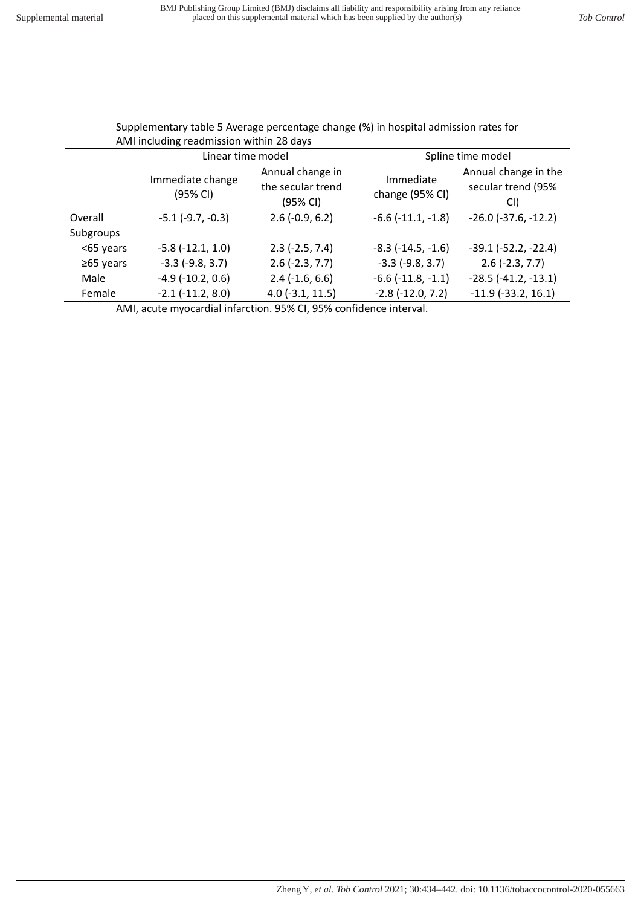Supplementary table 5 Average percentage change (%) in hospital admission rates for AMI including readmission within 28 days

| | Linear time model | | Spline time model | |
|---|---|---|---|---|
| | Immediate change (95% CI) | Annual change in the secular trend (95% CI) | Immediate change (95% CI) | Annual change in the secular trend (95% CI) |
| Overall | -5.1 (-9.7, -0.3) | 2.6 (-0.9, 6.2) | -6.6 (-11.1, -1.8) | -26.0 (-37.6, -12.2) |
| Subgroups | | | | |
| <65 years | -5.8 (-12.1, 1.0) | 2.3 (-2.5, 7.4) | -8.3 (-14.5, -1.6) | -39.1 (-52.2, -22.4) |
| ≥65 years | -3.3 (-9.8, 3.7) | 2.6 (-2.3, 7.7) | -3.3 (-9.8, 3.7) | 2.6 (-2.3, 7.7) |
| Male | -4.9 (-10.2, 0.6) | 2.4 (-1.6, 6.6) | -6.6 (-11.8, -1.1) | -28.5 (-41.2, -13.1) |
| Female | -2.1 (-11.2, 8.0) | 4.0 (-3.1, 11.5) | -2.8 (-12.0, 7.2) | -11.9 (-33.2, 16.1) |

AMI, acute myocardial infarction. 95% CI, 95% confidence interval.